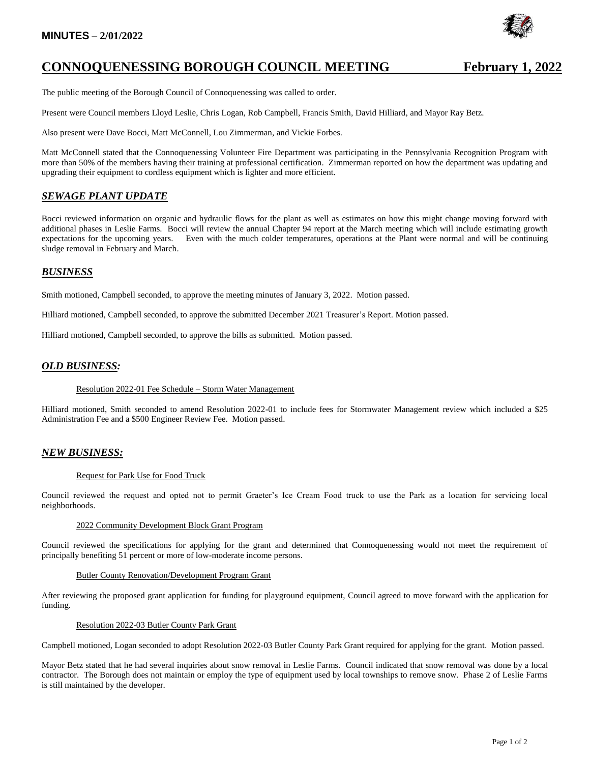**MINUTES – 2/01/2022**

# CONNOQUENESSING BOROUGH COUNCIL MEETING February 1, 2022

The public meeting of the Borough Council of Connoquenessing was called to order.

Present were Council members Lloyd Leslie, Chris Logan, Rob Campbell, Francis Smith, David Hilliard, and Mayor Ray Betz.

Also present were Dave Bocci, Matt McConnell, Lou Zimmerman, and Vickie Forbes.

Matt McConnell stated that the Connoquenessing Volunteer Fire Department was participating in the Pennsylvania Recognition Program with more than 50% of the members having their training at professional certification. Zimmerman reported on how the department was updating and upgrading their equipment to cordless equipment which is lighter and more efficient.

## *SEWAGE PLANT UPDATE*

Bocci reviewed information on organic and hydraulic flows for the plant as well as estimates on how this might change moving forward with additional phases in Leslie Farms. Bocci will review the annual Chapter 94 report at the March meeting which will include estimating growth expectations for the upcoming years. Even with the much colder temperatures, operations at the Plant were normal and will be continuing sludge removal in February and March.

## *BUSINESS*

Smith motioned, Campbell seconded, to approve the meeting minutes of January 3, 2022. Motion passed.

Hilliard motioned, Campbell seconded, to approve the submitted December 2021 Treasurer's Report. Motion passed.

Hilliard motioned, Campbell seconded, to approve the bills as submitted. Motion passed.

## *OLD BUSINESS:*

Resolution 2022-01 Fee Schedule – Storm Water Management

Hilliard motioned, Smith seconded to amend Resolution 2022-01 to include fees for Stormwater Management review which included a $25 Administration Fee and a $500 Engineer Review Fee. Motion passed.

## *NEW BUSINESS:*

Request for Park Use for Food Truck

Council reviewed the request and opted not to permit Graeter's Ice Cream Food truck to use the Park as a location for servicing local neighborhoods.

2022 Community Development Block Grant Program

Council reviewed the specifications for applying for the grant and determined that Connoquenessing would not meet the requirement of principally benefiting 51 percent or more of low-moderate income persons.

Butler County Renovation/Development Program Grant

After reviewing the proposed grant application for funding for playground equipment, Council agreed to move forward with the application for funding.

Resolution 2022-03 Butler County Park Grant

Campbell motioned, Logan seconded to adopt Resolution 2022-03 Butler County Park Grant required for applying for the grant. Motion passed.

Mayor Betz stated that he had several inquiries about snow removal in Leslie Farms. Council indicated that snow removal was done by a local contractor. The Borough does not maintain or employ the type of equipment used by local townships to remove snow. Phase 2 of Leslie Farms is still maintained by the developer.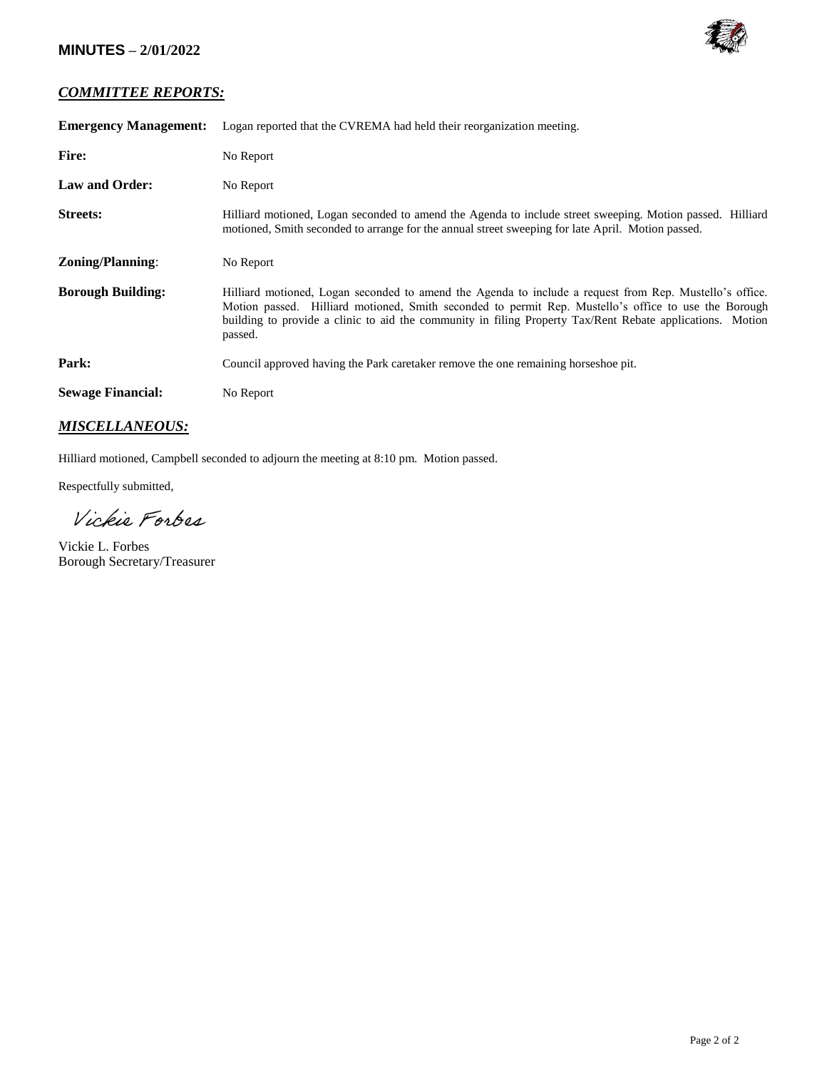## *COMMITTEE REPORTS:*

| | |
|---|---|
| **Emergency Management:** | Logan reported that the CVREMA had held their reorganization meeting. |
| **Fire:** | No Report |
| **Law and Order:** | No Report |
| **Streets:** | Hilliard motioned, Logan seconded to amend the Agenda to include street sweeping. Motion passed. Hilliard motioned, Smith seconded to arrange for the annual street sweeping for late April. Motion passed. |
| **Zoning/Planning**: | No Report |
| **Borough Building:** | Hilliard motioned, Logan seconded to amend the Agenda to include a request from Rep. Mustello's office. Motion passed. Hilliard motioned, Smith seconded to permit Rep. Mustello's office to use the Borough building to provide a clinic to aid the community in filing Property Tax/Rent Rebate applications. Motion passed. |
| **Park:** | Council approved having the Park caretaker remove the one remaining horseshoe pit. |
| **Sewage Financial:** | No Report |

## ***MISCELLANEOUS:***

Hilliard motioned, Campbell seconded to adjourn the meeting at 8:10 pm. Motion passed.

Respectfully submitted,

*Vickie Forbes*

Vickie L. Forbes
Borough Secretary/Treasurer